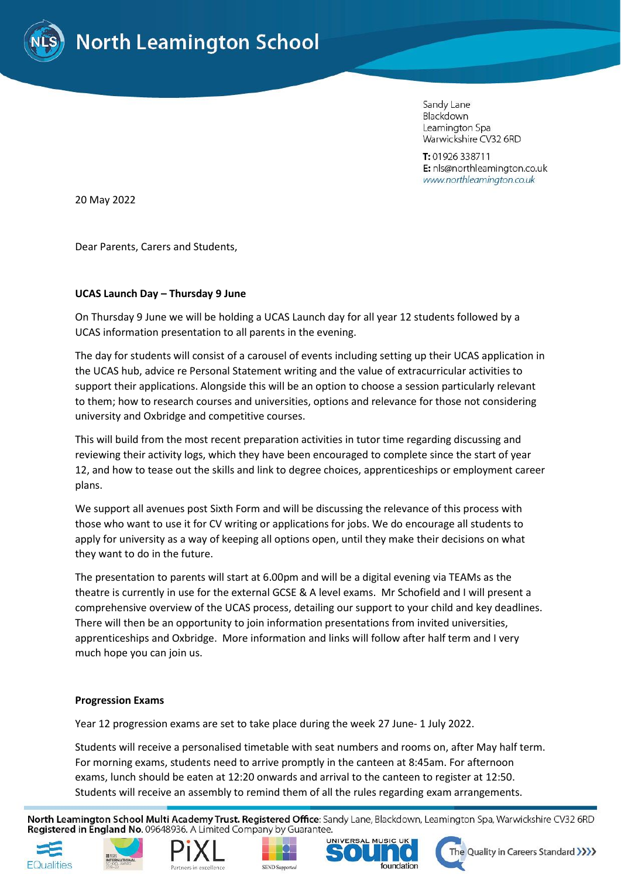# North Leamington School

Sandy Lane
Blackdown
Leamington Spa
Warwickshire CV32 6RD

**T:** 01926 338711
**E:** nls@northleamington.co.uk
www.northleamington.co.uk

20 May 2022

Dear Parents, Carers and Students,

**UCAS Launch Day – Thursday 9 June**

On Thursday 9 June we will be holding a UCAS Launch day for all year 12 students followed by a UCAS information presentation to all parents in the evening.

The day for students will consist of a carousel of events including setting up their UCAS application in the UCAS hub, advice re Personal Statement writing and the value of extracurricular activities to support their applications. Alongside this will be an option to choose a session particularly relevant to them; how to research courses and universities, options and relevance for those not considering university and Oxbridge and competitive courses.

This will build from the most recent preparation activities in tutor time regarding discussing and reviewing their activity logs, which they have been encouraged to complete since the start of year 12, and how to tease out the skills and link to degree choices, apprenticeships or employment career plans.

We support all avenues post Sixth Form and will be discussing the relevance of this process with those who want to use it for CV writing or applications for jobs. We do encourage all students to apply for university as a way of keeping all options open, until they make their decisions on what they want to do in the future.

The presentation to parents will start at 6.00pm and will be a digital evening via TEAMs as the theatre is currently in use for the external GCSE & A level exams. Mr Schofield and I will present a comprehensive overview of the UCAS process, detailing our support to your child and key deadlines. There will then be an opportunity to join information presentations from invited universities, apprenticeships and Oxbridge. More information and links will follow after half term and I very much hope you can join us.

**Progression Exams**

Year 12 progression exams are set to take place during the week 27 June- 1 July 2022.

Students will receive a personalised timetable with seat numbers and rooms on, after May half term. For morning exams, students need to arrive promptly in the canteen at 8:45am. For afternoon exams, lunch should be eaten at 12:20 onwards and arrival to the canteen to register at 12:50. Students will receive an assembly to remind them of all the rules regarding exam arrangements.

**North Leamington School Multi Academy Trust. Registered Office**: Sandy Lane, Blackdown, Leamington Spa, Warwickshire CV32 6RD
**Registered in England No.** 09648936. A Limited Company by Guarantee.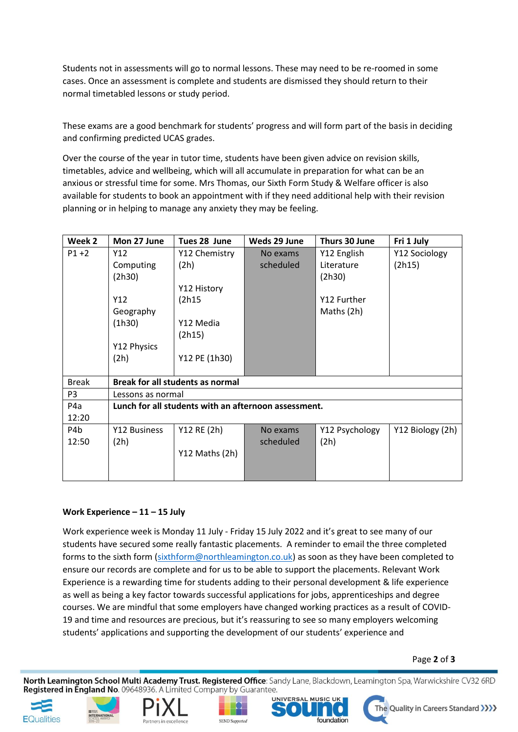Students not in assessments will go to normal lessons. These may need to be re-roomed in some cases. Once an assessment is complete and students are dismissed they should return to their normal timetabled lessons or study period.

These exams are a good benchmark for students' progress and will form part of the basis in deciding and confirming predicted UCAS grades.

Over the course of the year in tutor time, students have been given advice on revision skills, timetables, advice and wellbeing, which will all accumulate in preparation for what can be an anxious or stressful time for some. Mrs Thomas, our Sixth Form Study & Welfare officer is also available for students to book an appointment with if they need additional help with their revision planning or in helping to manage any anxiety they may be feeling.

| Week 2 | Mon 27 June | Tues 28 June | Weds 29 June | Thurs 30 June | Fri 1 July |
|---|---|---|---|---|---|
| P1 +2 | Y12 Computing (2h30)<br><br>Y12 Geography (1h30)<br><br>Y12 Physics (2h) | Y12 Chemistry (2h)<br><br>Y12 History (2h15<br><br>Y12 Media (2h15)<br><br>Y12 PE (1h30) | No exams scheduled | Y12 English Literature (2h30)<br><br>Y12 Further Maths (2h) | Y12 Sociology (2h15) |
| Break | **Break for all students as normal** | | | | |
| P3 | Lessons as normal | | | | |
| P4a 12:20 | **Lunch for all students with an afternoon assessment.** | | | | |
| P4b 12:50 | Y12 Business (2h) | Y12 RE (2h)<br><br>Y12 Maths (2h) | No exams scheduled | Y12 Psychology (2h) | Y12 Biology (2h) |

**Work Experience – 11 – 15 July**

Work experience week is Monday 11 July - Friday 15 July 2022 and it's great to see many of our students have secured some really fantastic placements. A reminder to email the three completed forms to the sixth form (sixthform@northleamington.co.uk) as soon as they have been completed to ensure our records are complete and for us to be able to support the placements. Relevant Work Experience is a rewarding time for students adding to their personal development & life experience as well as being a key factor towards successful applications for jobs, apprenticeships and degree courses. We are mindful that some employers have changed working practices as a result of COVID-19 and time and resources are precious, but it's reassuring to see so many employers welcoming students' applications and supporting the development of our students' experience and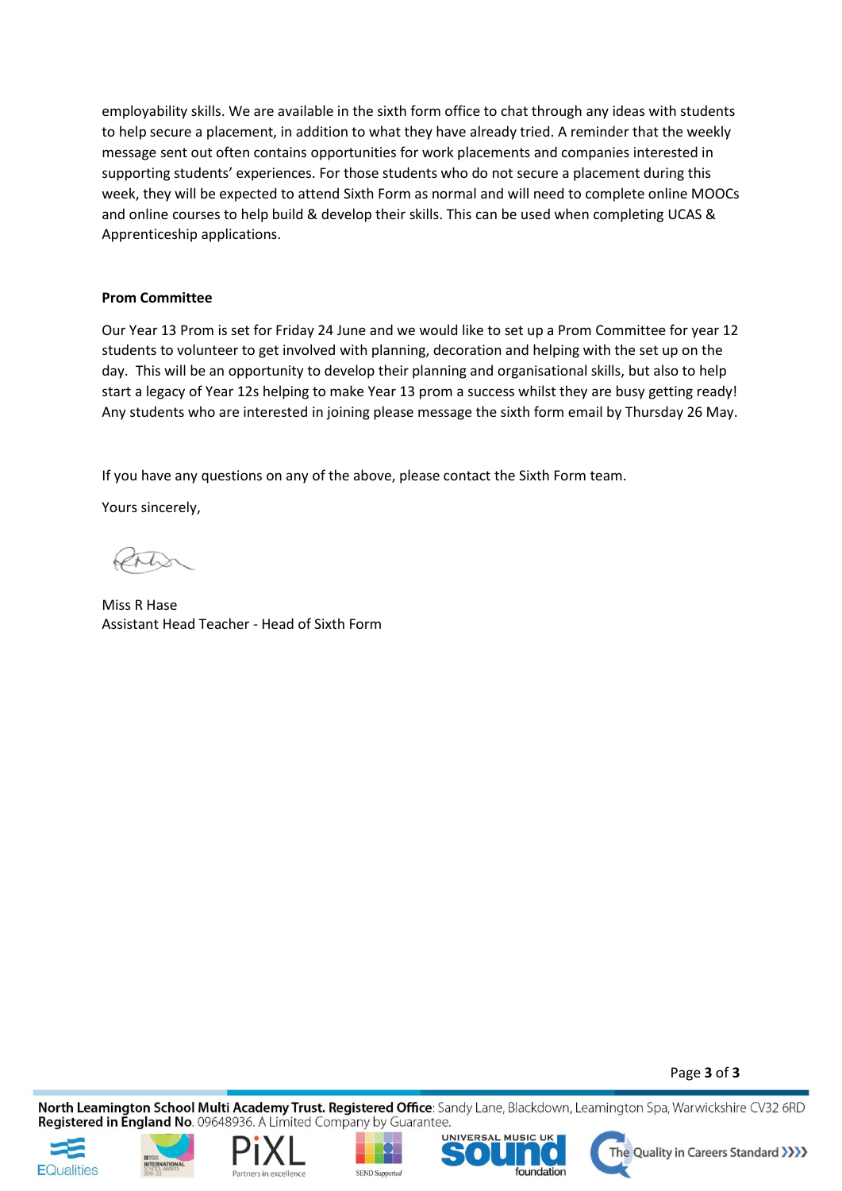employability skills. We are available in the sixth form office to chat through any ideas with students to help secure a placement, in addition to what they have already tried. A reminder that the weekly message sent out often contains opportunities for work placements and companies interested in supporting students' experiences. For those students who do not secure a placement during this week, they will be expected to attend Sixth Form as normal and will need to complete online MOOCs and online courses to help build & develop their skills. This can be used when completing UCAS & Apprenticeship applications.

**Prom Committee**

Our Year 13 Prom is set for Friday 24 June and we would like to set up a Prom Committee for year 12 students to volunteer to get involved with planning, decoration and helping with the set up on the day. This will be an opportunity to develop their planning and organisational skills, but also to help start a legacy of Year 12s helping to make Year 13 prom a success whilst they are busy getting ready! Any students who are interested in joining please message the sixth form email by Thursday 26 May.

If you have any questions on any of the above, please contact the Sixth Form team.

Yours sincerely,

Miss R Hase
Assistant Head Teacher - Head of Sixth Form